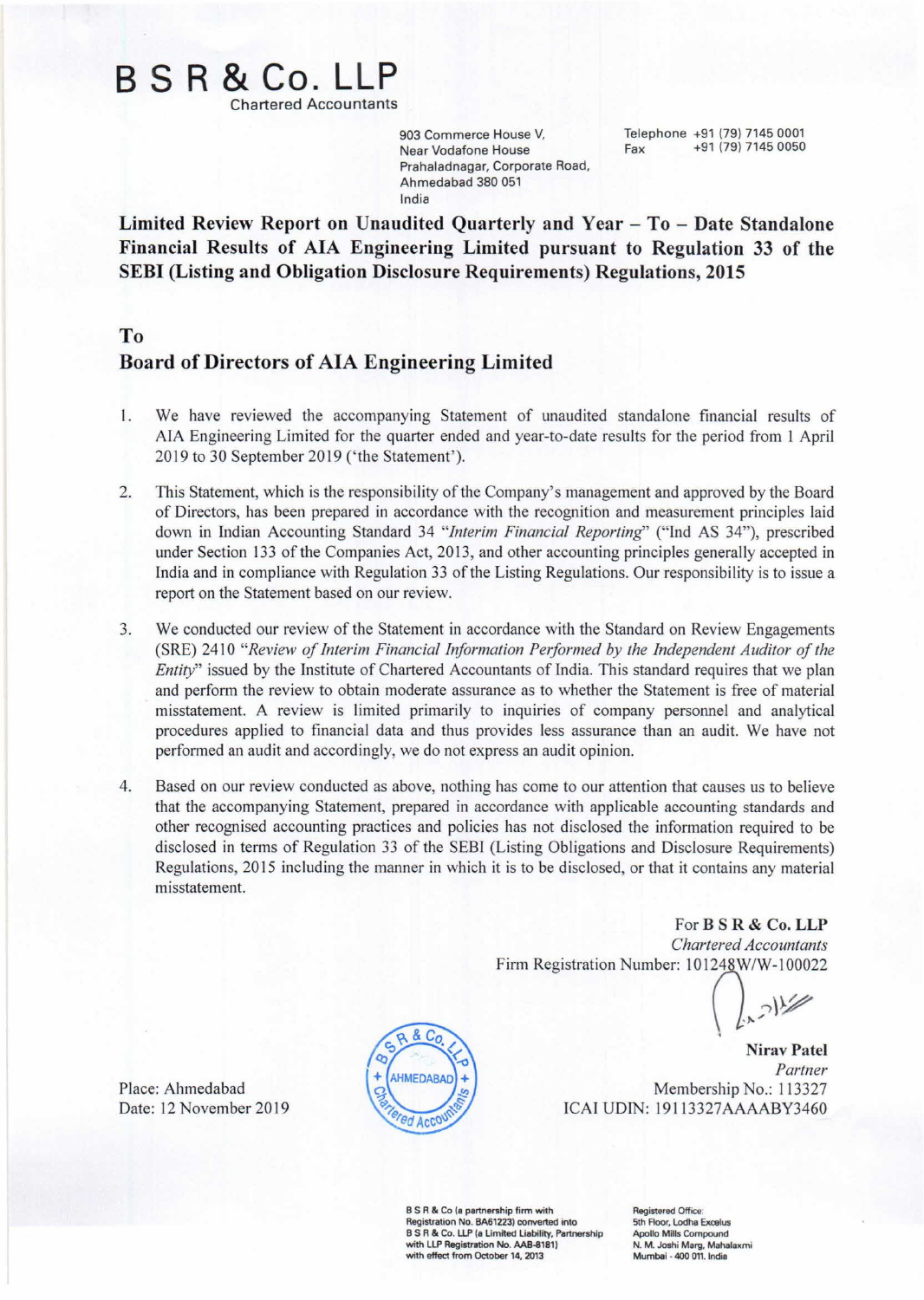# B S R & Co. LLP

Chartered Accountants

903 Commerce House V,
Near Vodafone House
Prahaladnagar, Corporate Road,
Ahmedabad 380 051
India

Telephone +91 (79) 7145 0001
Fax +91 (79) 7145 0050

## Limited Review Report on Unaudited Quarterly and Year – To – Date Standalone Financial Results of AIA Engineering Limited pursuant to Regulation 33 of the SEBI (Listing and Obligation Disclosure Requirements) Regulations, 2015

**To**

**Board of Directors of AIA Engineering Limited**

1. We have reviewed the accompanying Statement of unaudited standalone financial results of AIA Engineering Limited for the quarter ended and year-to-date results for the period from 1 April 2019 to 30 September 2019 ('the Statement').

2. This Statement, which is the responsibility of the Company's management and approved by the Board of Directors, has been prepared in accordance with the recognition and measurement principles laid down in Indian Accounting Standard 34 *"Interim Financial Reporting"* ("Ind AS 34"), prescribed under Section 133 of the Companies Act, 2013, and other accounting principles generally accepted in India and in compliance with Regulation 33 of the Listing Regulations. Our responsibility is to issue a report on the Statement based on our review.

3. We conducted our review of the Statement in accordance with the Standard on Review Engagements (SRE) 2410 *"Review of Interim Financial Information Performed by the Independent Auditor of the Entity"* issued by the Institute of Chartered Accountants of India. This standard requires that we plan and perform the review to obtain moderate assurance as to whether the Statement is free of material misstatement. A review is limited primarily to inquiries of company personnel and analytical procedures applied to financial data and thus provides less assurance than an audit. We have not performed an audit and accordingly, we do not express an audit opinion.

4. Based on our review conducted as above, nothing has come to our attention that causes us to believe that the accompanying Statement, prepared in accordance with applicable accounting standards and other recognised accounting practices and policies has not disclosed the information required to be disclosed in terms of Regulation 33 of the SEBI (Listing Obligations and Disclosure Requirements) Regulations, 2015 including the manner in which it is to be disclosed, or that it contains any material misstatement.

For **B S R & Co. LLP**
*Chartered Accountants*
Firm Registration Number: 101248W/W-100022

**Nirav Patel**
*Partner*
Membership No.: 113327
ICAI UDIN: 19113327AAAABY3460

Place: Ahmedabad
Date: 12 November 2019

B S R & Co (a partnership firm with Registration No. BA61223) converted into B S R & Co. LLP (a Limited Liability, Partnership with LLP Registration No. AAB-8181) with effect from October 14, 2013

Registered Office:
5th Floor, Lodha Excelus
Apollo Mills Compound
N. M. Joshi Marg, Mahalaxmi
Mumbai - 400 011. India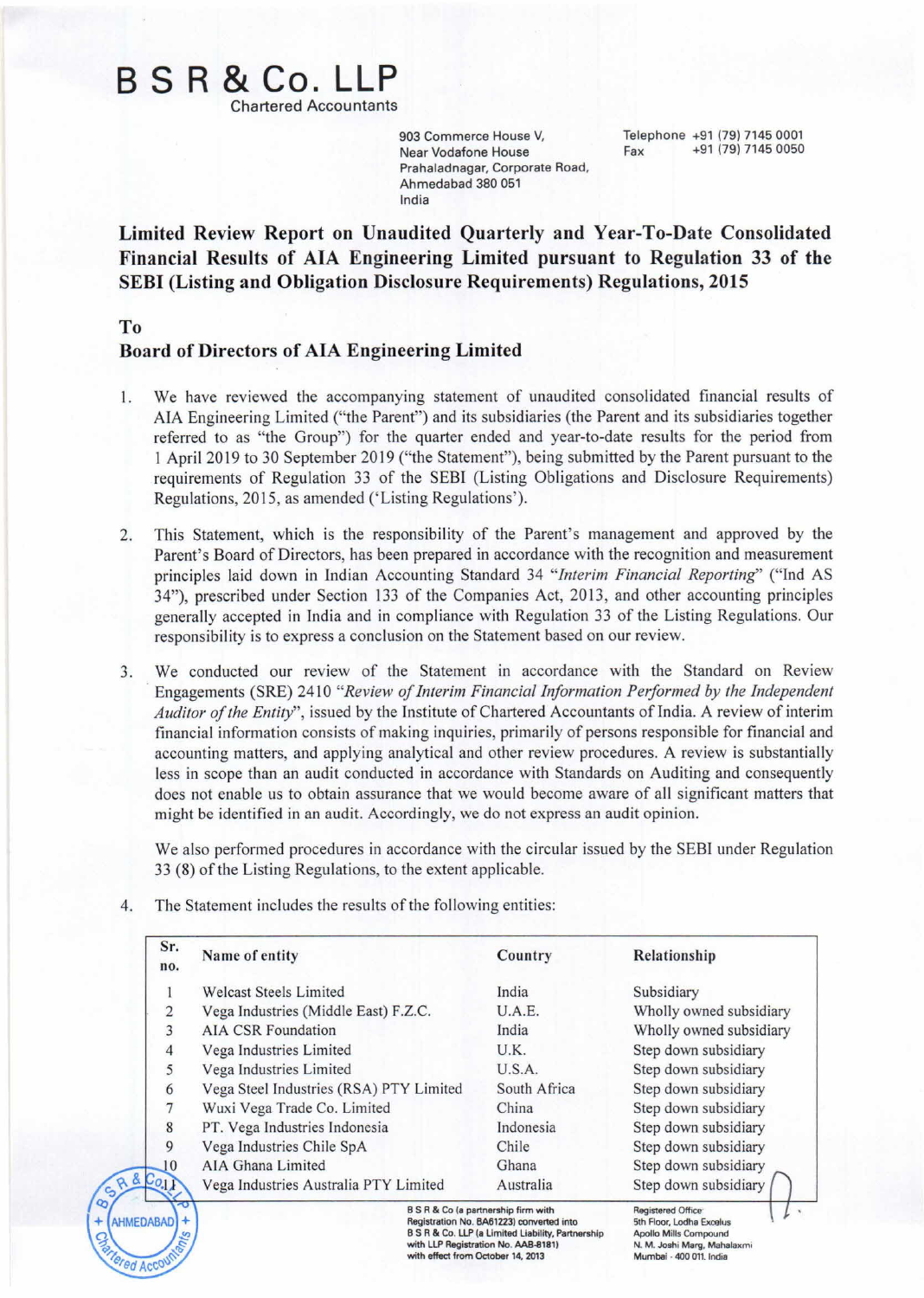# B S R & Co. LLP

Chartered Accountants

903 Commerce House V,
Near Vodafone House
Prahaladnagar, Corporate Road,
Ahmedabad 380 051
India

Telephone +91 (79) 7145 0001
Fax +91 (79) 7145 0050

## Limited Review Report on Unaudited Quarterly and Year-To-Date Consolidated Financial Results of AIA Engineering Limited pursuant to Regulation 33 of the SEBI (Listing and Obligation Disclosure Requirements) Regulations, 2015

**To**
**Board of Directors of AIA Engineering Limited**

1. We have reviewed the accompanying statement of unaudited consolidated financial results of AIA Engineering Limited ("the Parent") and its subsidiaries (the Parent and its subsidiaries together referred to as "the Group") for the quarter ended and year-to-date results for the period from 1 April 2019 to 30 September 2019 ("the Statement"), being submitted by the Parent pursuant to the requirements of Regulation 33 of the SEBI (Listing Obligations and Disclosure Requirements) Regulations, 2015, as amended ('Listing Regulations').

2. This Statement, which is the responsibility of the Parent's management and approved by the Parent's Board of Directors, has been prepared in accordance with the recognition and measurement principles laid down in Indian Accounting Standard 34 "*Interim Financial Reporting*" ("Ind AS 34"), prescribed under Section 133 of the Companies Act, 2013, and other accounting principles generally accepted in India and in compliance with Regulation 33 of the Listing Regulations. Our responsibility is to express a conclusion on the Statement based on our review.

3. We conducted our review of the Statement in accordance with the Standard on Review Engagements (SRE) 2410 "*Review of Interim Financial Information Performed by the Independent Auditor of the Entity*", issued by the Institute of Chartered Accountants of India. A review of interim financial information consists of making inquiries, primarily of persons responsible for financial and accounting matters, and applying analytical and other review procedures. A review is substantially less in scope than an audit conducted in accordance with Standards on Auditing and consequently does not enable us to obtain assurance that we would become aware of all significant matters that might be identified in an audit. Accordingly, we do not express an audit opinion.

   We also performed procedures in accordance with the circular issued by the SEBI under Regulation 33 (8) of the Listing Regulations, to the extent applicable.

4. The Statement includes the results of the following entities:

| Sr. no. | Name of entity | Country | Relationship |
|---|---|---|---|
| 1 | Welcast Steels Limited | India | Subsidiary |
| 2 | Vega Industries (Middle East) F.Z.C. | U.A.E. | Wholly owned subsidiary |
| 3 | AIA CSR Foundation | India | Wholly owned subsidiary |
| 4 | Vega Industries Limited | U.K. | Step down subsidiary |
| 5 | Vega Industries Limited | U.S.A. | Step down subsidiary |
| 6 | Vega Steel Industries (RSA) PTY Limited | South Africa | Step down subsidiary |
| 7 | Wuxi Vega Trade Co. Limited | China | Step down subsidiary |
| 8 | PT. Vega Industries Indonesia | Indonesia | Step down subsidiary |
| 9 | Vega Industries Chile SpA | Chile | Step down subsidiary |
| 10 | AIA Ghana Limited | Ghana | Step down subsidiary |
| 11 | Vega Industries Australia PTY Limited | Australia | Step down subsidiary |

B S R & Co (a partnership firm with Registration No. BA61223) converted into B S R & Co. LLP (a Limited Liability, Partnership with LLP Registration No. AAB-8181) with effect from October 14, 2013

Registered Office: 5th Floor, Lodha Excelus Apollo Mills Compound N. M. Joshi Marg, Mahalaxmi Mumbai - 400 011. India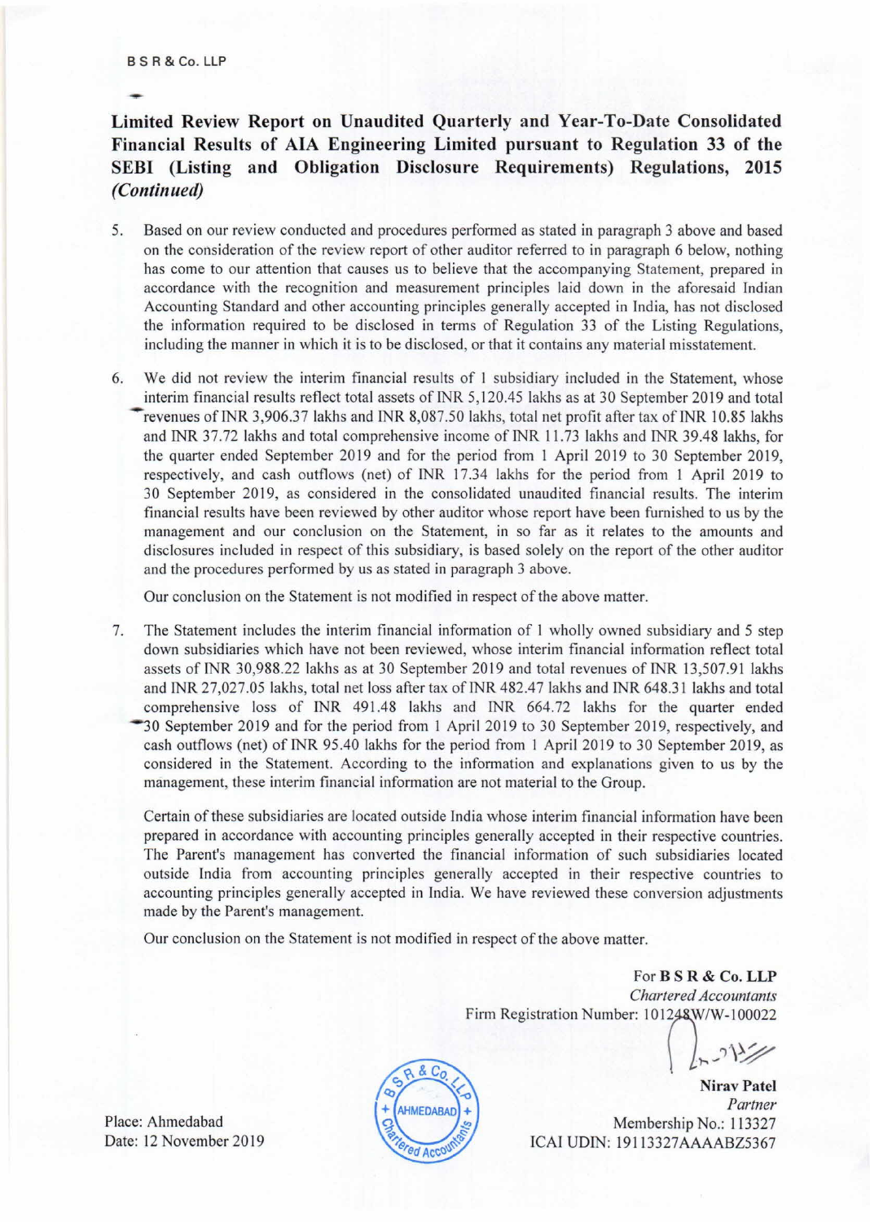## Limited Review Report on Unaudited Quarterly and Year-To-Date Consolidated Financial Results of AIA Engineering Limited pursuant to Regulation 33 of the SEBI (Listing and Obligation Disclosure Requirements) Regulations, 2015 *(Continued)*

5. Based on our review conducted and procedures performed as stated in paragraph 3 above and based on the consideration of the review report of other auditor referred to in paragraph 6 below, nothing has come to our attention that causes us to believe that the accompanying Statement, prepared in accordance with the recognition and measurement principles laid down in the aforesaid Indian Accounting Standard and other accounting principles generally accepted in India, has not disclosed the information required to be disclosed in terms of Regulation 33 of the Listing Regulations, including the manner in which it is to be disclosed, or that it contains any material misstatement.

6. We did not review the interim financial results of 1 subsidiary included in the Statement, whose interim financial results reflect total assets of INR 5,120.45 lakhs as at 30 September 2019 and total revenues of INR 3,906.37 lakhs and INR 8,087.50 lakhs, total net profit after tax of INR 10.85 lakhs and INR 37.72 lakhs and total comprehensive income of INR 11.73 lakhs and INR 39.48 lakhs, for the quarter ended September 2019 and for the period from 1 April 2019 to 30 September 2019, respectively, and cash outflows (net) of INR 17.34 lakhs for the period from 1 April 2019 to 30 September 2019, as considered in the consolidated unaudited financial results. The interim financial results have been reviewed by other auditor whose report have been furnished to us by the management and our conclusion on the Statement, in so far as it relates to the amounts and disclosures included in respect of this subsidiary, is based solely on the report of the other auditor and the procedures performed by us as stated in paragraph 3 above.

   Our conclusion on the Statement is not modified in respect of the above matter.

7. The Statement includes the interim financial information of 1 wholly owned subsidiary and 5 step down subsidiaries which have not been reviewed, whose interim financial information reflect total assets of INR 30,988.22 lakhs as at 30 September 2019 and total revenues of INR 13,507.91 lakhs and INR 27,027.05 lakhs, total net loss after tax of INR 482.47 lakhs and INR 648.31 lakhs and total comprehensive loss of INR 491.48 lakhs and INR 664.72 lakhs for the quarter ended 30 September 2019 and for the period from 1 April 2019 to 30 September 2019, respectively, and cash outflows (net) of INR 95.40 lakhs for the period from 1 April 2019 to 30 September 2019, as considered in the Statement. According to the information and explanations given to us by the management, these interim financial information are not material to the Group.

   Certain of these subsidiaries are located outside India whose interim financial information have been prepared in accordance with accounting principles generally accepted in their respective countries. The Parent's management has converted the financial information of such subsidiaries located outside India from accounting principles generally accepted in their respective countries to accounting principles generally accepted in India. We have reviewed these conversion adjustments made by the Parent's management.

   Our conclusion on the Statement is not modified in respect of the above matter.

For **B S R & Co. LLP**
*Chartered Accountants*
Firm Registration Number: 101248W/W-100022

**Nirav Patel**
*Partner*
Membership No.: 113327
ICAI UDIN: 19113327AAAABZ5367

Place: Ahmedabad
Date: 12 November 2019